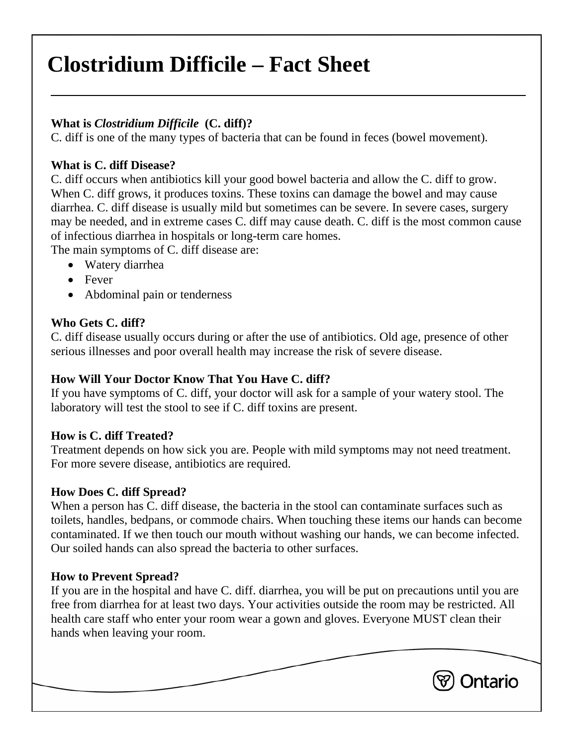# Clostridium Difficile – Fact Sheet

### What is *Clostridium Difficile* (C. diff)?

C. diff is one of the many types of bacteria that can be found in feces (bowel movement).

### What is C. diff Disease?

C. diff occurs when antibiotics kill your good bowel bacteria and allow the C. diff to grow. When C. diff grows, it produces toxins. These toxins can damage the bowel and may cause diarrhea. C. diff disease is usually mild but sometimes can be severe. In severe cases, surgery may be needed, and in extreme cases C. diff may cause death. C. diff is the most common cause of infectious diarrhea in hospitals or long-term care homes.

The main symptoms of C. diff disease are:

- Watery diarrhea
- Fever
- Abdominal pain or tenderness

### Who Gets C. diff?

C. diff disease usually occurs during or after the use of antibiotics. Old age, presence of other serious illnesses and poor overall health may increase the risk of severe disease.

### How Will Your Doctor Know That You Have C. diff?

If you have symptoms of C. diff, your doctor will ask for a sample of your watery stool. The laboratory will test the stool to see if C. diff toxins are present.

### How is C. diff Treated?

Treatment depends on how sick you are. People with mild symptoms may not need treatment. For more severe disease, antibiotics are required.

### How Does C. diff Spread?

When a person has C. diff disease, the bacteria in the stool can contaminate surfaces such as toilets, handles, bedpans, or commode chairs. When touching these items our hands can become contaminated. If we then touch our mouth without washing our hands, we can become infected. Our soiled hands can also spread the bacteria to other surfaces.

### How to Prevent Spread?

If you are in the hospital and have C. diff. diarrhea, you will be put on precautions until you are free from diarrhea for at least two days. Your activities outside the room may be restricted. All health care staff who enter your room wear a gown and gloves. Everyone MUST clean their hands when leaving your room.

Ontario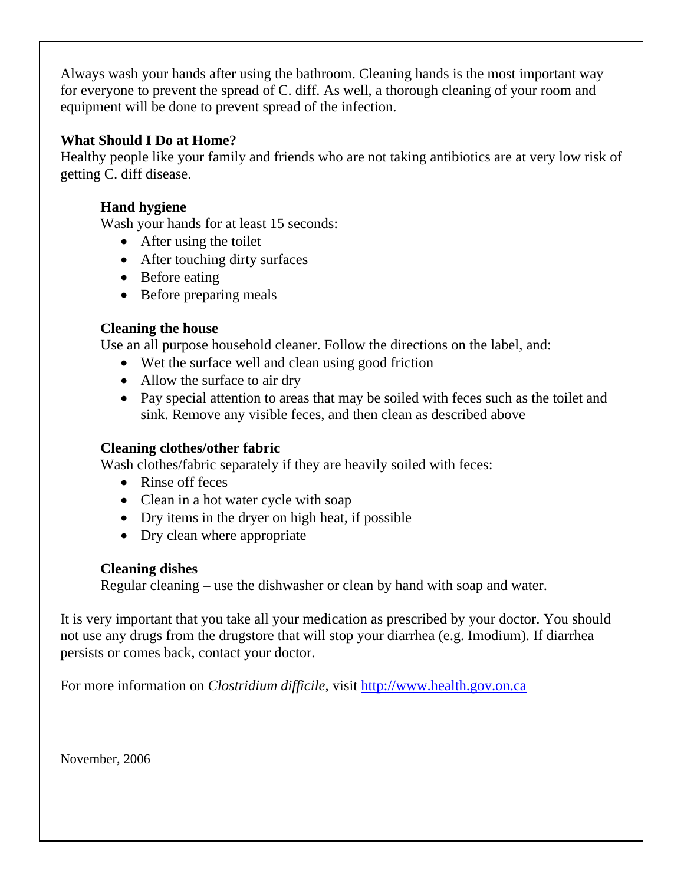Always wash your hands after using the bathroom. Cleaning hands is the most important way for everyone to prevent the spread of C. diff. As well, a thorough cleaning of your room and equipment will be done to prevent spread of the infection.

## What Should I Do at Home?

Healthy people like your family and friends who are not taking antibiotics are at very low risk of getting C. diff disease.

### Hand hygiene

Wash your hands for at least 15 seconds:

- After using the toilet
- After touching dirty surfaces
- Before eating
- Before preparing meals

### Cleaning the house

Use an all purpose household cleaner. Follow the directions on the label, and:

- Wet the surface well and clean using good friction
- Allow the surface to air dry
- Pay special attention to areas that may be soiled with feces such as the toilet and sink. Remove any visible feces, and then clean as described above

### Cleaning clothes/other fabric

Wash clothes/fabric separately if they are heavily soiled with feces:

- Rinse off feces
- Clean in a hot water cycle with soap
- Dry items in the dryer on high heat, if possible
- Dry clean where appropriate

### Cleaning dishes

Regular cleaning – use the dishwasher or clean by hand with soap and water.

It is very important that you take all your medication as prescribed by your doctor. You should not use any drugs from the drugstore that will stop your diarrhea (e.g. Imodium). If diarrhea persists or comes back, contact your doctor.

For more information on *Clostridium difficile*, visit http://www.health.gov.on.ca

November, 2006